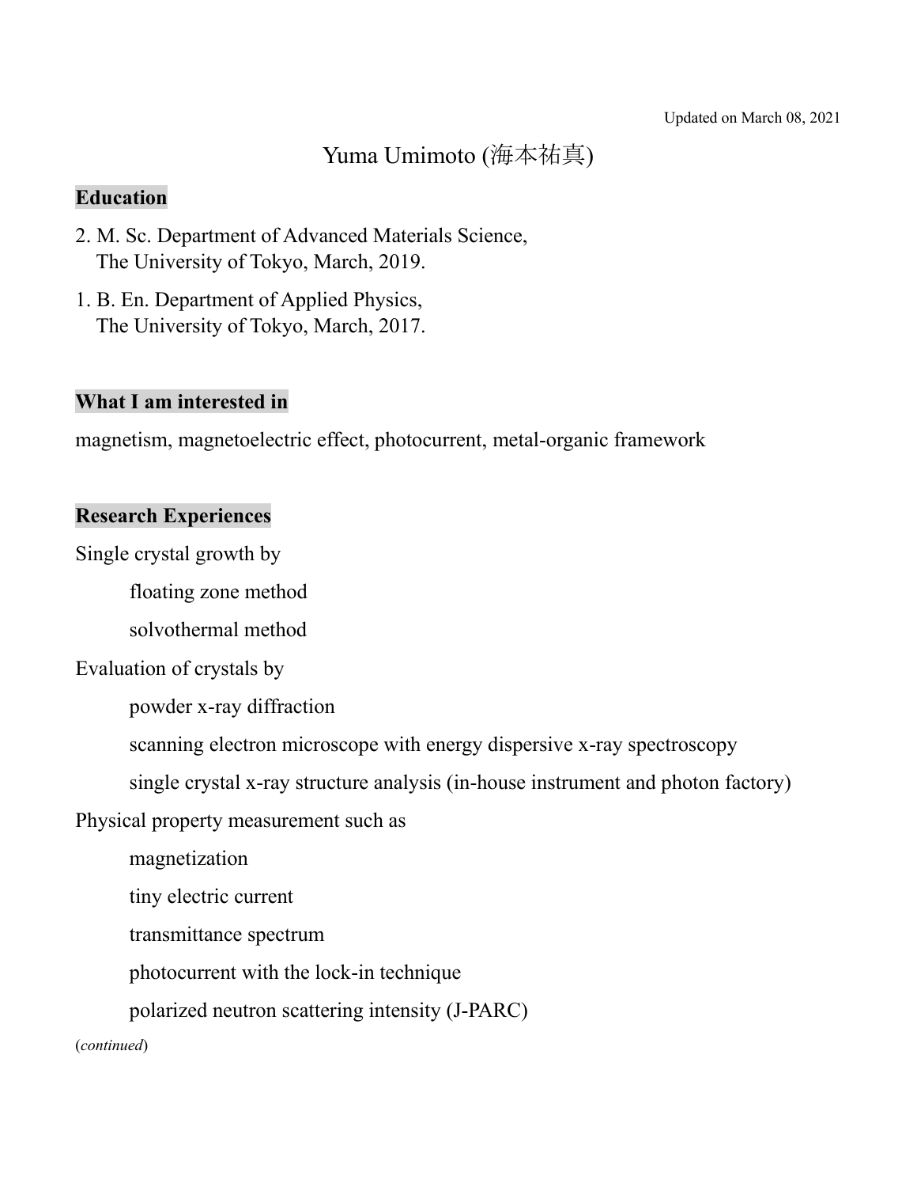Updated on March 08, 2021

# Yuma Umimoto (海本祐真)

## Education

2. M. Sc. Department of Advanced Materials Science,
   The University of Tokyo, March, 2019.
1. B. En. Department of Applied Physics,
   The University of Tokyo, March, 2017.

## What I am interested in

magnetism, magnetoelectric effect, photocurrent, metal-organic framework

## Research Experiences

Single crystal growth by

- floating zone method
- solvothermal method

Evaluation of crystals by

- powder x-ray diffraction
- scanning electron microscope with energy dispersive x-ray spectroscopy
- single crystal x-ray structure analysis (in-house instrument and photon factory)

Physical property measurement such as

- magnetization
- tiny electric current
- transmittance spectrum
- photocurrent with the lock-in technique
- polarized neutron scattering intensity (J-PARC)

(*continued*)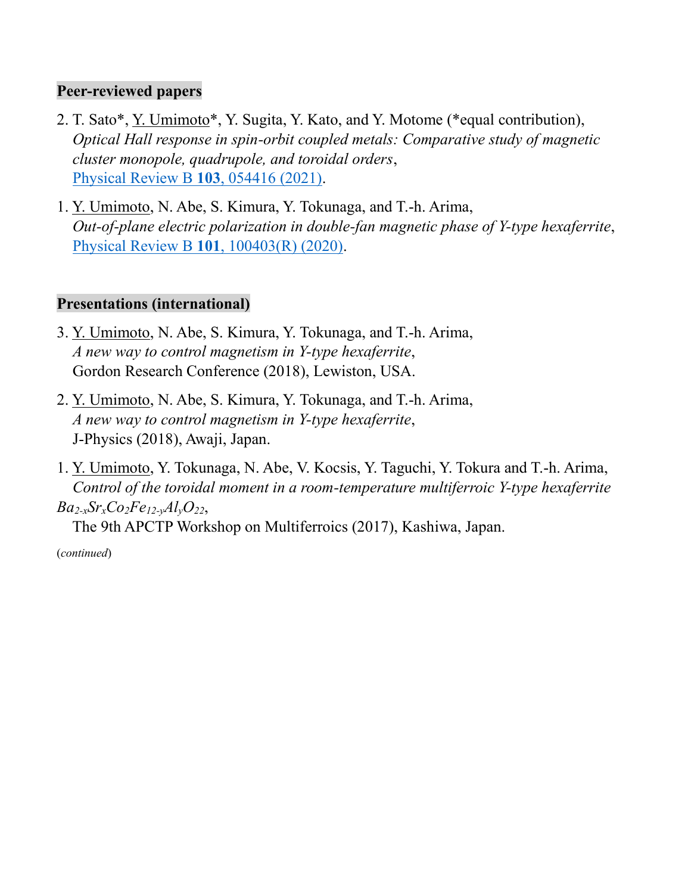## Peer-reviewed papers

2. T. Sato*, Y. Umimoto*, Y. Sugita, Y. Kato, and Y. Motome (*equal contribution),
   *Optical Hall response in spin-orbit coupled metals: Comparative study of magnetic cluster monopole, quadrupole, and toroidal orders*,
   Physical Review B **103**, 054416 (2021).

1. Y. Umimoto, N. Abe, S. Kimura, Y. Tokunaga, and T.-h. Arima,
   *Out-of-plane electric polarization in double-fan magnetic phase of Y-type hexaferrite*,
   Physical Review B **101**, 100403(R) (2020).

## Presentations (international)

3. Y. Umimoto, N. Abe, S. Kimura, Y. Tokunaga, and T.-h. Arima,
   *A new way to control magnetism in Y-type hexaferrite*,
   Gordon Research Conference (2018), Lewiston, USA.

2. Y. Umimoto, N. Abe, S. Kimura, Y. Tokunaga, and T.-h. Arima,
   *A new way to control magnetism in Y-type hexaferrite*,
   J-Physics (2018), Awaji, Japan.

1. Y. Umimoto, Y. Tokunaga, N. Abe, V. Kocsis, Y. Taguchi, Y. Tokura and T.-h. Arima,
   *Control of the toroidal moment in a room-temperature multiferroic Y-type hexaferrite $Ba_{2-x}Sr_xCo_2Fe_{12-y}Al_yO_{22}$*,
   The 9th APCTP Workshop on Multiferroics (2017), Kashiwa, Japan.

(*continued*)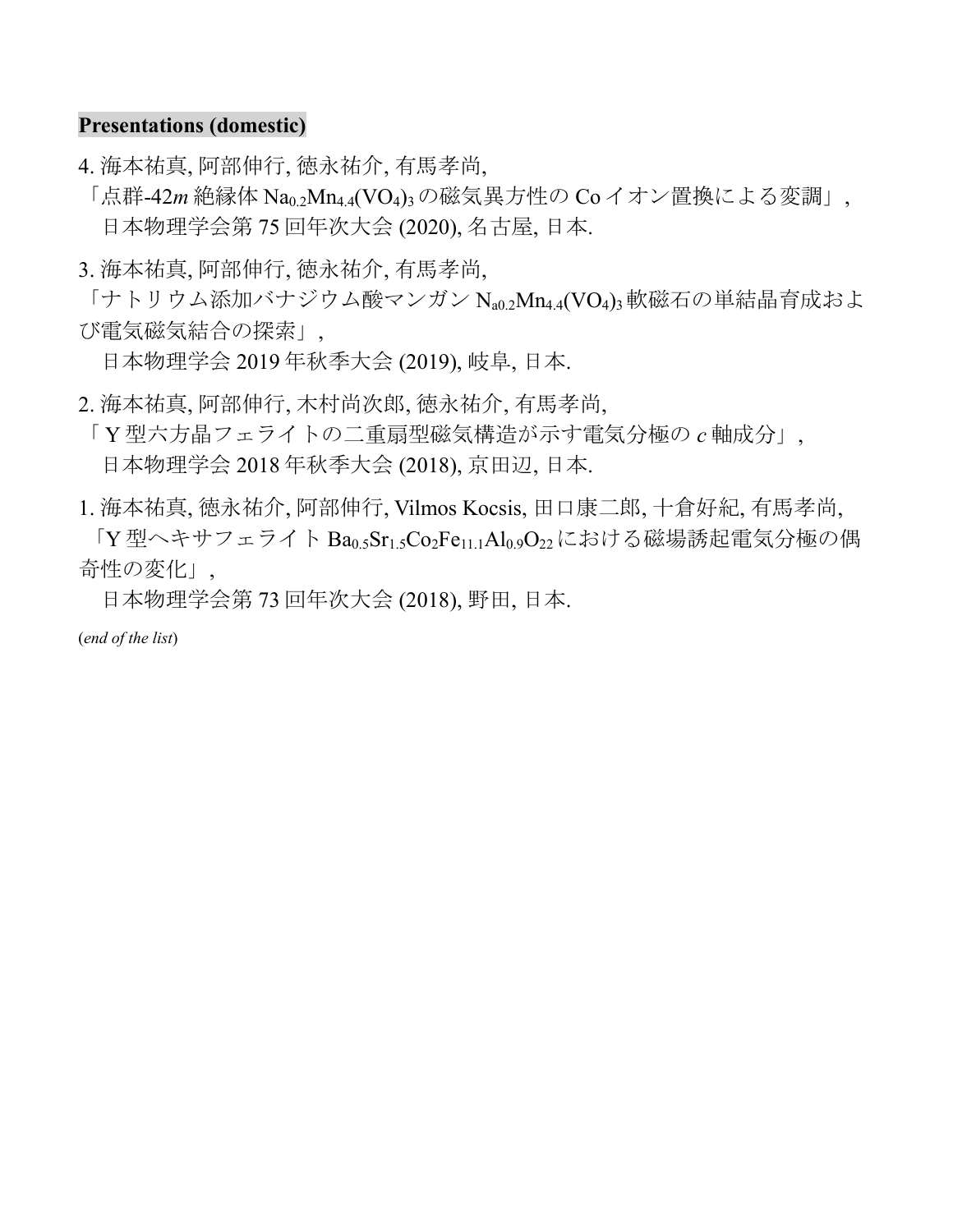**Presentations (domestic)**

4. 海本祐真, 阿部伸行, 徳永祐介, 有馬孝尚,
「点群-42*m* 絶縁体 $Na_{0.2}Mn_{4.4}(VO_4)_3$ の磁気異方性の Co イオン置換による変調」,
日本物理学会第 75 回年次大会 (2020), 名古屋, 日本.

3. 海本祐真, 阿部伸行, 徳永祐介, 有馬孝尚,
「ナトリウム添加バナジウム酸マンガン $N_{a0.2}Mn_{4.4}(VO_4)_3$ 軟磁石の単結晶育成および電気磁気結合の探索」,
日本物理学会 2019 年秋季大会 (2019), 岐阜, 日本.

2. 海本祐真, 阿部伸行, 木村尚次郎, 徳永祐介, 有馬孝尚,
「Y 型六方晶フェライトの二重扇型磁気構造が示す電気分極の *c* 軸成分」,
日本物理学会 2018 年秋季大会 (2018), 京田辺, 日本.

1. 海本祐真, 徳永祐介, 阿部伸行, Vilmos Kocsis, 田口康二郎, 十倉好紀, 有馬孝尚,
「Y 型ヘキサフェライト $Ba_{0.5}Sr_{1.5}Co_2Fe_{11.1}Al_{0.9}O_{22}$ における磁場誘起電気分極の偶奇性の変化」,
日本物理学会第 73 回年次大会 (2018), 野田, 日本.

(*end of the list*)